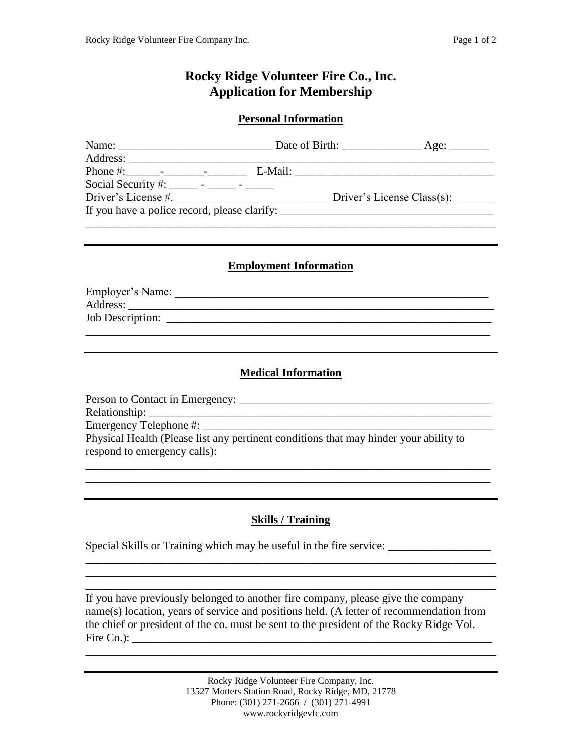# Rocky Ridge Volunteer Fire Co., Inc.
# Application for Membership

## Personal Information

Name: ___________________________ Date of Birth: ______________ Age: _______

Address: ________________________________________________________________

Phone #:______-_______-_______ E-Mail: ___________________________________

Social Security #: _____ - _____ - _____

Driver's License #. ___________________________ Driver's License Class(s): _______

If you have a police record, please clarify: ____________________________________

__________________________________________________________________________

---

## Employment Information

Employer's Name: ________________________________________________________

Address: ________________________________________________________________

Job Description: _________________________________________________________

__________________________________________________________________________

---

## Medical Information

Person to Contact in Emergency: ____________________________________________

Relationship: ____________________________________________________________

Emergency Telephone #: __________________________________________________

Physical Health (Please list any pertinent conditions that may hinder your ability to respond to emergency calls):

__________________________________________________________________________

__________________________________________________________________________

---

## Skills / Training

Special Skills or Training which may be useful in the fire service: __________________

__________________________________________________________________________

__________________________________________________________________________

__________________________________________________________________________

If you have previously belonged to another fire company, please give the company name(s) location, years of service and positions held. (A letter of recommendation from the chief or president of the co. must be sent to the president of the Rocky Ridge Vol. Fire Co.): ___________________________________________________________

__________________________________________________________________________

---

Rocky Ridge Volunteer Fire Company, Inc.
13527 Motters Station Road, Rocky Ridge, MD, 21778
Phone: (301) 271-2666 / (301) 271-4991
www.rockyridgevfc.com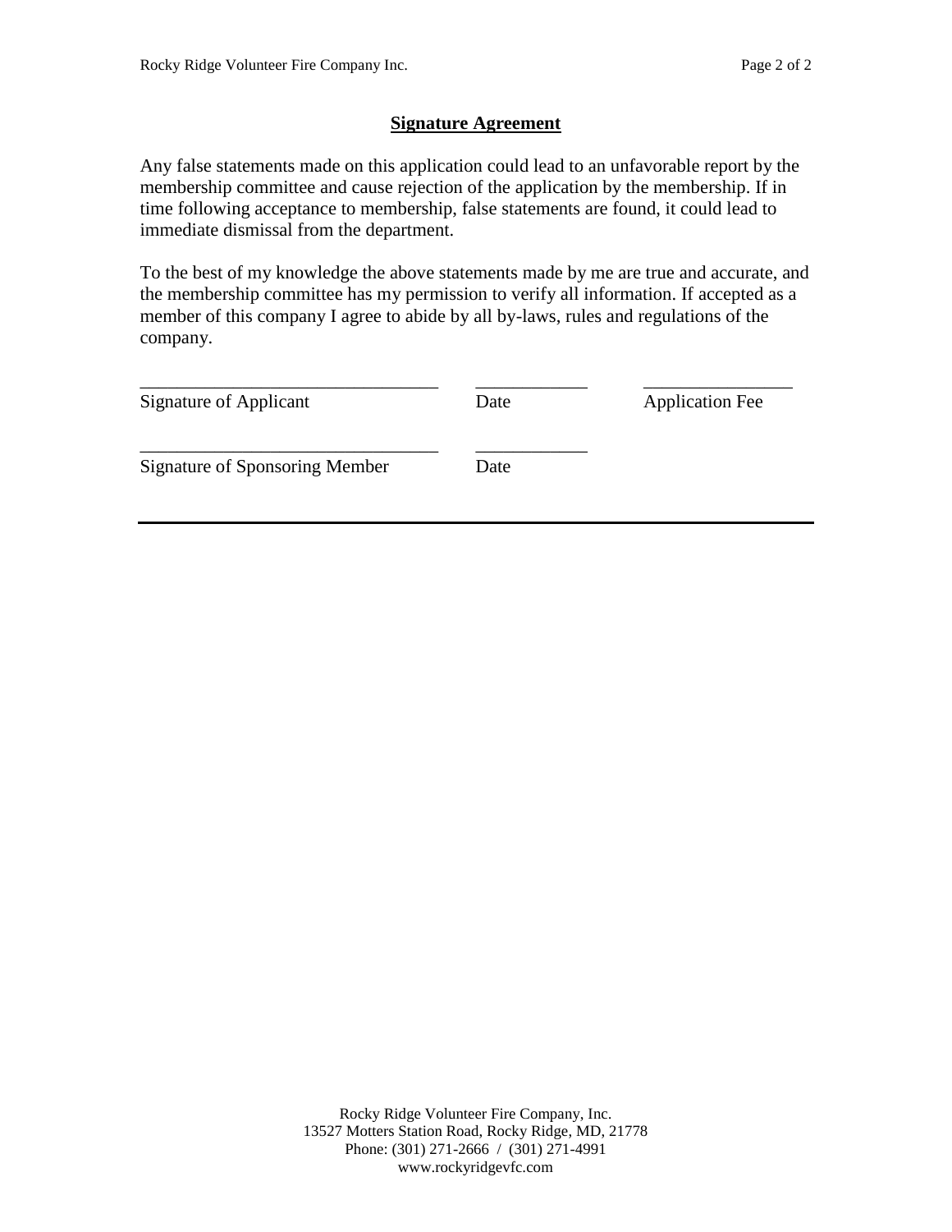**Signature Agreement**

Any false statements made on this application could lead to an unfavorable report by the membership committee and cause rejection of the application by the membership. If in time following acceptance to membership, false statements are found, it could lead to immediate dismissal from the department.

To the best of my knowledge the above statements made by me are true and accurate, and the membership committee has my permission to verify all information. If accepted as a member of this company I agree to abide by all by-laws, rules and regulations of the company.

| | | |
|---|---|---|
| ________________________________ | ____________ | ________________ |
| Signature of Applicant | Date | Application Fee |
| ________________________________ | ____________ | |
| Signature of Sponsoring Member | Date | |

---

Rocky Ridge Volunteer Fire Company, Inc.
13527 Motters Station Road, Rocky Ridge, MD, 21778
Phone: (301) 271-2666 / (301) 271-4991
www.rockyridgevfc.com